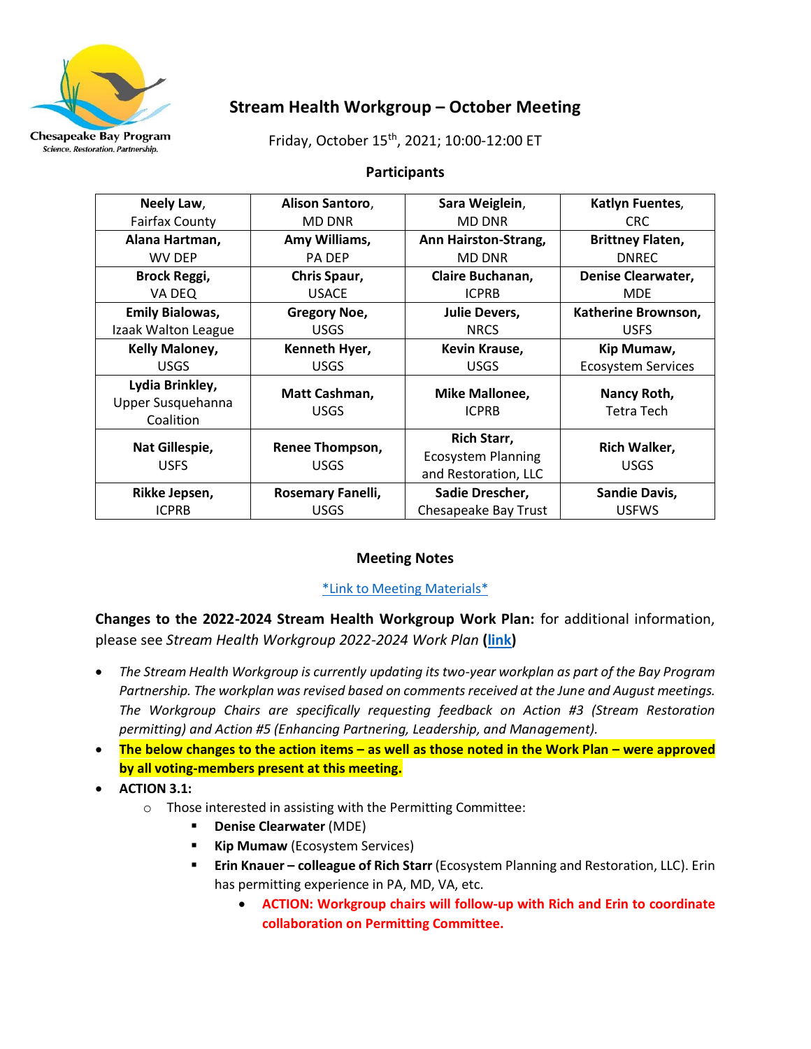# Stream Health Workgroup – October Meeting

Friday, October 15th, 2021; 10:00-12:00 ET

## Participants

| | | | |
|---|---|---|---|
| **Neely Law**, Fairfax County | **Alison Santoro**, MD DNR | **Sara Weiglein**, MD DNR | **Katlyn Fuentes**, CRC |
| **Alana Hartman**, WV DEP | **Amy Williams**, PA DEP | **Ann Hairston-Strang**, MD DNR | **Brittney Flaten**, DNREC |
| **Brock Reggi**, VA DEQ | **Chris Spaur**, USACE | **Claire Buchanan**, ICPRB | **Denise Clearwater**, MDE |
| **Emily Bialowas**, Izaak Walton League | **Gregory Noe**, USGS | **Julie Devers**, NRCS | **Katherine Brownson**, USFS |
| **Kelly Maloney**, USGS | **Kenneth Hyer**, USGS | **Kevin Krause**, USGS | **Kip Mumaw**, Ecosystem Services |
| **Lydia Brinkley**, Upper Susquehanna Coalition | **Matt Cashman**, USGS | **Mike Mallonee**, ICPRB | **Nancy Roth**, Tetra Tech |
| **Nat Gillespie**, USFS | **Renee Thompson**, USGS | **Rich Starr**, Ecosystem Planning and Restoration, LLC | **Rich Walker**, USGS |
| **Rikke Jepsen**, ICPRB | **Rosemary Fanelli**, USGS | **Sadie Drescher**, Chesapeake Bay Trust | **Sandie Davis**, USFWS |

## Meeting Notes

*Link to Meeting Materials*

**Changes to the 2022-2024 Stream Health Workgroup Work Plan:** for additional information, please see *Stream Health Workgroup 2022-2024 Work Plan* (**link**)

- *The Stream Health Workgroup is currently updating its two-year workplan as part of the Bay Program Partnership. The workplan was revised based on comments received at the June and August meetings. The Workgroup Chairs are specifically requesting feedback on Action #3 (Stream Restoration permitting) and Action #5 (Enhancing Partnering, Leadership, and Management).*
- **The below changes to the action items – as well as those noted in the Work Plan – were approved by all voting-members present at this meeting.**
- **ACTION 3.1:**
  - Those interested in assisting with the Permitting Committee:
    - **Denise Clearwater** (MDE)
    - **Kip Mumaw** (Ecosystem Services)
    - **Erin Knauer – colleague of Rich Starr** (Ecosystem Planning and Restoration, LLC). Erin has permitting experience in PA, MD, VA, etc.
      - **ACTION: Workgroup chairs will follow-up with Rich and Erin to coordinate collaboration on Permitting Committee.**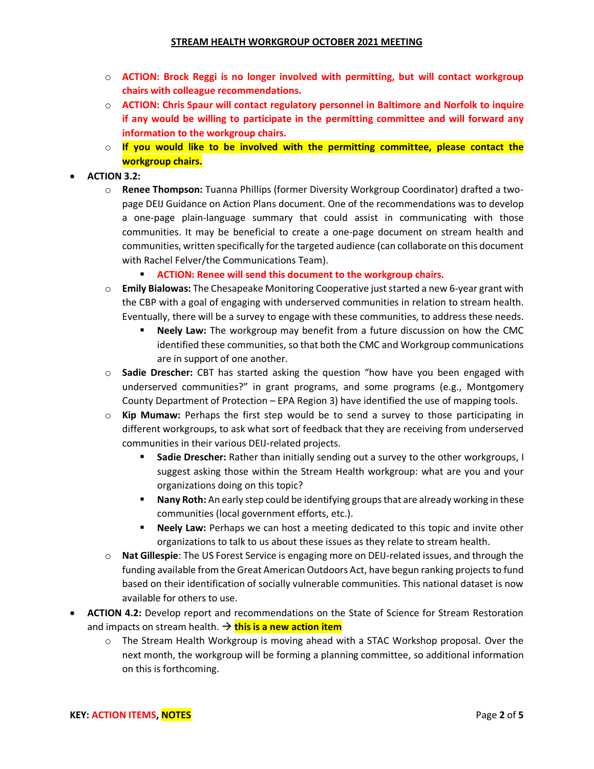- **ACTION: Brock Reggi is no longer involved with permitting, but will contact workgroup chairs with colleague recommendations.**
  - **ACTION: Chris Spaur will contact regulatory personnel in Baltimore and Norfolk to inquire if any would be willing to participate in the permitting committee and will forward any information to the workgroup chairs.**
  - **If you would like to be involved with the permitting committee, please contact the workgroup chairs.**
- **ACTION 3.2:**
  - **Renee Thompson:** Tuanna Phillips (former Diversity Workgroup Coordinator) drafted a two-page DEIJ Guidance on Action Plans document. One of the recommendations was to develop a one-page plain-language summary that could assist in communicating with those communities. It may be beneficial to create a one-page document on stream health and communities, written specifically for the targeted audience (can collaborate on this document with Rachel Felver/the Communications Team).
    - **ACTION: Renee will send this document to the workgroup chairs.**
  - **Emily Bialowas:** The Chesapeake Monitoring Cooperative just started a new 6-year grant with the CBP with a goal of engaging with underserved communities in relation to stream health. Eventually, there will be a survey to engage with these communities, to address these needs.
    - **Neely Law:** The workgroup may benefit from a future discussion on how the CMC identified these communities, so that both the CMC and Workgroup communications are in support of one another.
  - **Sadie Drescher:** CBT has started asking the question "how have you been engaged with underserved communities?" in grant programs, and some programs (e.g., Montgomery County Department of Protection – EPA Region 3) have identified the use of mapping tools.
  - **Kip Mumaw:** Perhaps the first step would be to send a survey to those participating in different workgroups, to ask what sort of feedback that they are receiving from underserved communities in their various DEIJ-related projects.
    - **Sadie Drescher:** Rather than initially sending out a survey to the other workgroups, I suggest asking those within the Stream Health workgroup: what are you and your organizations doing on this topic?
    - **Nany Roth:** An early step could be identifying groups that are already working in these communities (local government efforts, etc.).
    - **Neely Law:** Perhaps we can host a meeting dedicated to this topic and invite other organizations to talk to us about these issues as they relate to stream health.
  - **Nat Gillespie**: The US Forest Service is engaging more on DEIJ-related issues, and through the funding available from the Great American Outdoors Act, have begun ranking projects to fund based on their identification of socially vulnerable communities. This national dataset is now available for others to use.
- **ACTION 4.2:** Develop report and recommendations on the State of Science for Stream Restoration and impacts on stream health. → **this is a new action item**
  - The Stream Health Workgroup is moving ahead with a STAC Workshop proposal. Over the next month, the workgroup will be forming a planning committee, so additional information on this is forthcoming.

**KEY: ACTION ITEMS, NOTES**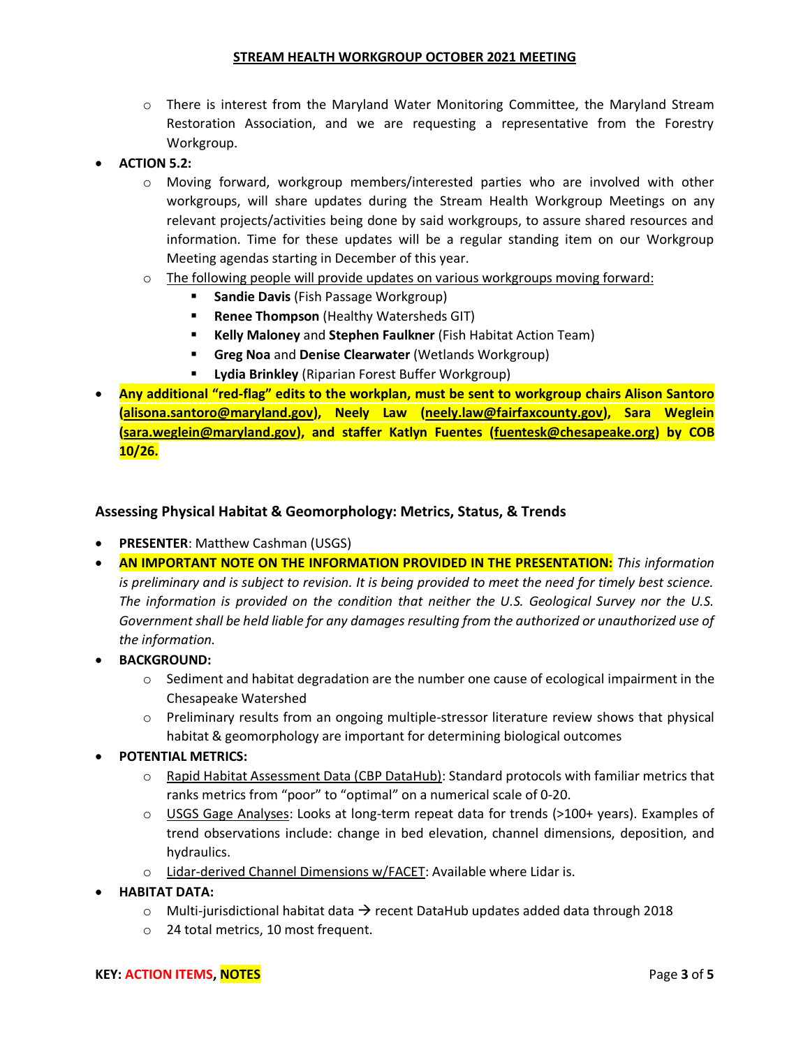- There is interest from the Maryland Water Monitoring Committee, the Maryland Stream Restoration Association, and we are requesting a representative from the Forestry Workgroup.

- **ACTION 5.2:**
  - Moving forward, workgroup members/interested parties who are involved with other workgroups, will share updates during the Stream Health Workgroup Meetings on any relevant projects/activities being done by said workgroups, to assure shared resources and information. Time for these updates will be a regular standing item on our Workgroup Meeting agendas starting in December of this year.
  - The following people will provide updates on various workgroups moving forward:
    - **Sandie Davis** (Fish Passage Workgroup)
    - **Renee Thompson** (Healthy Watersheds GIT)
    - **Kelly Maloney** and **Stephen Faulkner** (Fish Habitat Action Team)
    - **Greg Noa** and **Denise Clearwater** (Wetlands Workgroup)
    - **Lydia Brinkley** (Riparian Forest Buffer Workgroup)

- **Any additional "red-flag" edits to the workplan, must be sent to workgroup chairs Alison Santoro (alisona.santoro@maryland.gov), Neely Law (neely.law@fairfaxcounty.gov), Sara Weglein (sara.weglein@maryland.gov), and staffer Katlyn Fuentes (fuentesk@chesapeake.org) by COB 10/26.**

### Assessing Physical Habitat & Geomorphology: Metrics, Status, & Trends

- **PRESENTER**: Matthew Cashman (USGS)
- **AN IMPORTANT NOTE ON THE INFORMATION PROVIDED IN THE PRESENTATION:** *This information is preliminary and is subject to revision. It is being provided to meet the need for timely best science. The information is provided on the condition that neither the U.S. Geological Survey nor the U.S. Government shall be held liable for any damages resulting from the authorized or unauthorized use of the information.*
- **BACKGROUND:**
  - Sediment and habitat degradation are the number one cause of ecological impairment in the Chesapeake Watershed
  - Preliminary results from an ongoing multiple-stressor literature review shows that physical habitat & geomorphology are important for determining biological outcomes
- **POTENTIAL METRICS:**
  - Rapid Habitat Assessment Data (CBP DataHub): Standard protocols with familiar metrics that ranks metrics from "poor" to "optimal" on a numerical scale of 0-20.
  - USGS Gage Analyses: Looks at long-term repeat data for trends (>100+ years). Examples of trend observations include: change in bed elevation, channel dimensions, deposition, and hydraulics.
  - Lidar-derived Channel Dimensions w/FACET: Available where Lidar is.
- **HABITAT DATA:**
  - Multi-jurisdictional habitat data → recent DataHub updates added data through 2018
  - 24 total metrics, 10 most frequent.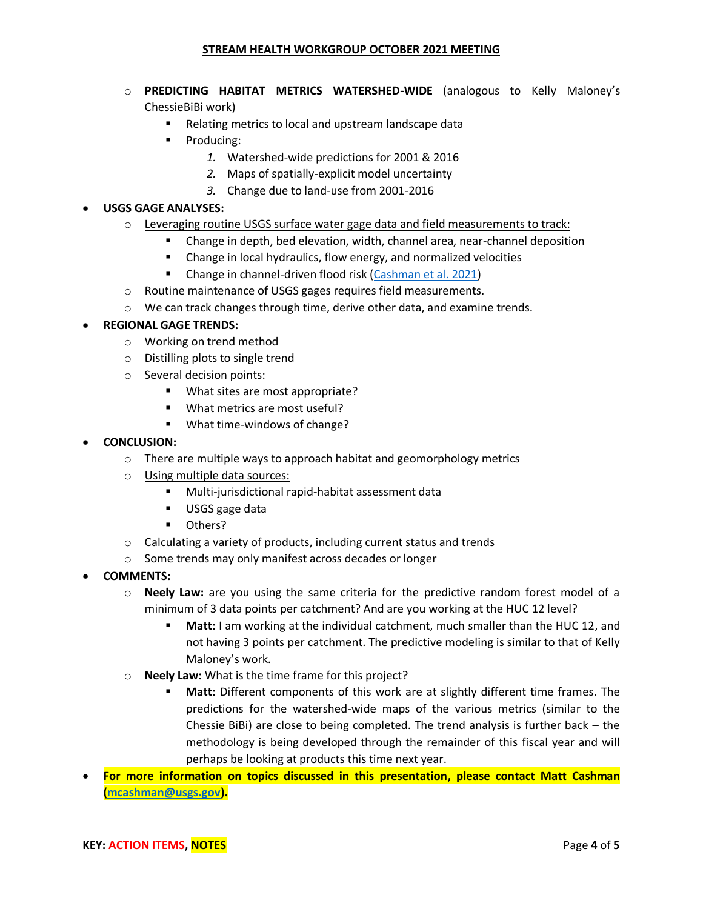- **PREDICTING HABITAT METRICS WATERSHED-WIDE** (analogous to Kelly Maloney's ChessieBiBi work)
    - Relating metrics to local and upstream landscape data
    - Producing:
      1. Watershed-wide predictions for 2001 & 2016
      2. Maps of spatially-explicit model uncertainty
      3. Change due to land-use from 2001-2016
- **USGS GAGE ANALYSES:**
  - Leveraging routine USGS surface water gage data and field measurements to track:
    - Change in depth, bed elevation, width, channel area, near-channel deposition
    - Change in local hydraulics, flow energy, and normalized velocities
    - Change in channel-driven flood risk (Cashman et al. 2021)
  - Routine maintenance of USGS gages requires field measurements.
  - We can track changes through time, derive other data, and examine trends.
- **REGIONAL GAGE TRENDS:**
  - Working on trend method
  - Distilling plots to single trend
  - Several decision points:
    - What sites are most appropriate?
    - What metrics are most useful?
    - What time-windows of change?
- **CONCLUSION:**
  - There are multiple ways to approach habitat and geomorphology metrics
  - Using multiple data sources:
    - Multi-jurisdictional rapid-habitat assessment data
    - USGS gage data
    - Others?
  - Calculating a variety of products, including current status and trends
  - Some trends may only manifest across decades or longer
- **COMMENTS:**
  - **Neely Law:** are you using the same criteria for the predictive random forest model of a minimum of 3 data points per catchment? And are you working at the HUC 12 level?
    - **Matt:** I am working at the individual catchment, much smaller than the HUC 12, and not having 3 points per catchment. The predictive modeling is similar to that of Kelly Maloney's work.
  - **Neely Law:** What is the time frame for this project?
    - **Matt:** Different components of this work are at slightly different time frames. The predictions for the watershed-wide maps of the various metrics (similar to the Chessie BiBi) are close to being completed. The trend analysis is further back – the methodology is being developed through the remainder of this fiscal year and will perhaps be looking at products this time next year.
- **For more information on topics discussed in this presentation, please contact Matt Cashman (mcashman@usgs.gov).**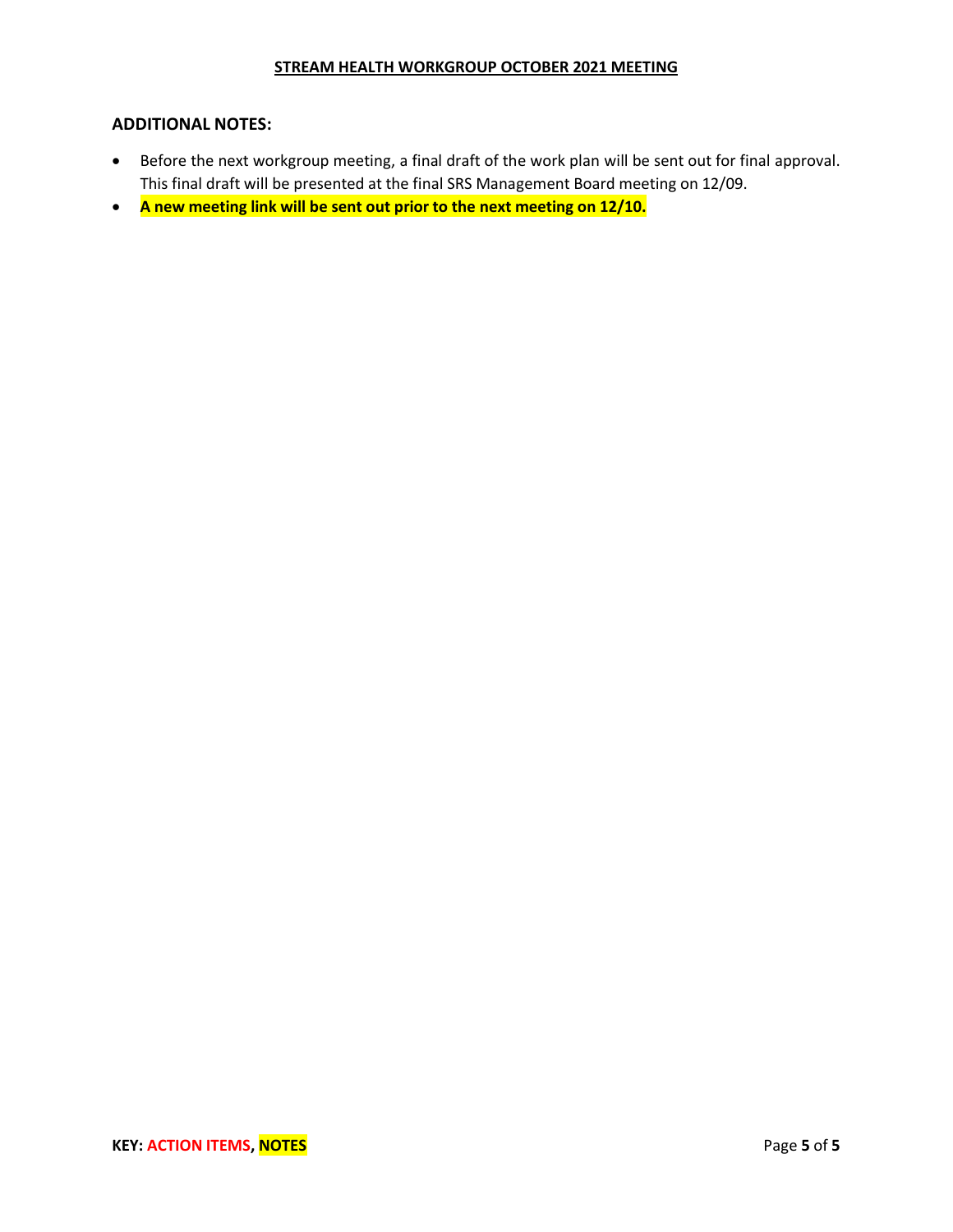## ADDITIONAL NOTES:

- Before the next workgroup meeting, a final draft of the work plan will be sent out for final approval. This final draft will be presented at the final SRS Management Board meeting on 12/09.
- **A new meeting link will be sent out prior to the next meeting on 12/10.**

**KEY: ACTION ITEMS, NOTES**